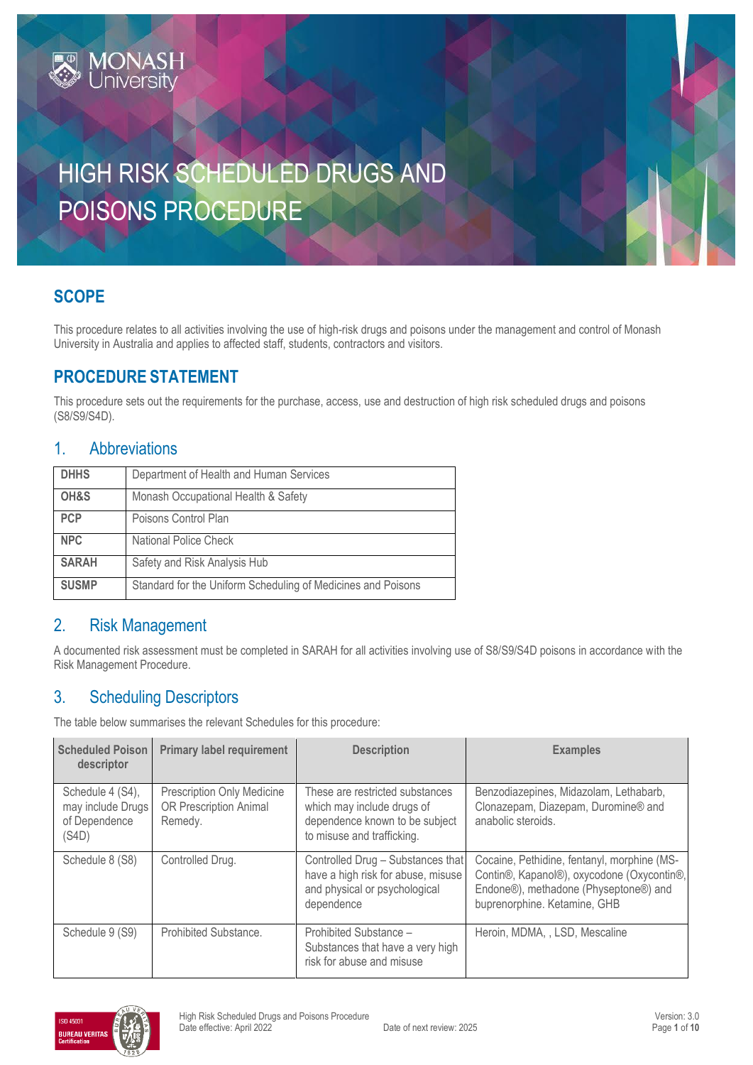# HIGH RISK SCHEDULED DRUGS AND POISONS PROCEDURE

## SCOPE

This procedure relates to all activities involving the use of high-risk drugs and poisons under the management and control of Monash University in Australia and applies to affected staff, students, contractors and visitors.

## PROCEDURE STATEMENT

This procedure sets out the requirements for the purchase, access, use and destruction of high risk scheduled drugs and poisons (S8/S9/S4D).

## 1. Abbreviations

| | |
|---|---|
| **DHHS** | Department of Health and Human Services |
| **OH&S** | Monash Occupational Health & Safety |
| **PCP** | Poisons Control Plan |
| **NPC** | National Police Check |
| **SARAH** | Safety and Risk Analysis Hub |
| **SUSMP** | Standard for the Uniform Scheduling of Medicines and Poisons |

## 2. Risk Management

A documented risk assessment must be completed in SARAH for all activities involving use of S8/S9/S4D poisons in accordance with the Risk Management Procedure.

## 3. Scheduling Descriptors

The table below summarises the relevant Schedules for this procedure:

| Scheduled Poison descriptor | Primary label requirement | Description | Examples |
|---|---|---|---|
| Schedule 4 (S4), may include Drugs of Dependence (S4D) | Prescription Only Medicine OR Prescription Animal Remedy. | These are restricted substances which may include drugs of dependence known to be subject to misuse and trafficking. | Benzodiazepines, Midazolam, Lethabarb, Clonazepam, Diazepam, Duromine® and anabolic steroids. |
| Schedule 8 (S8) | Controlled Drug. | Controlled Drug – Substances that have a high risk for abuse, misuse and physical or psychological dependence | Cocaine, Pethidine, fentanyl, morphine (MS-Contin®, Kapanol®), oxycodone (Oxycontin®, Endone®), methadone (Physeptone®) and buprenorphine. Ketamine, GHB |
| Schedule 9 (S9) | Prohibited Substance. | Prohibited Substance – Substances that have a very high risk for abuse and misuse | Heroin, MDMA, , LSD, Mescaline |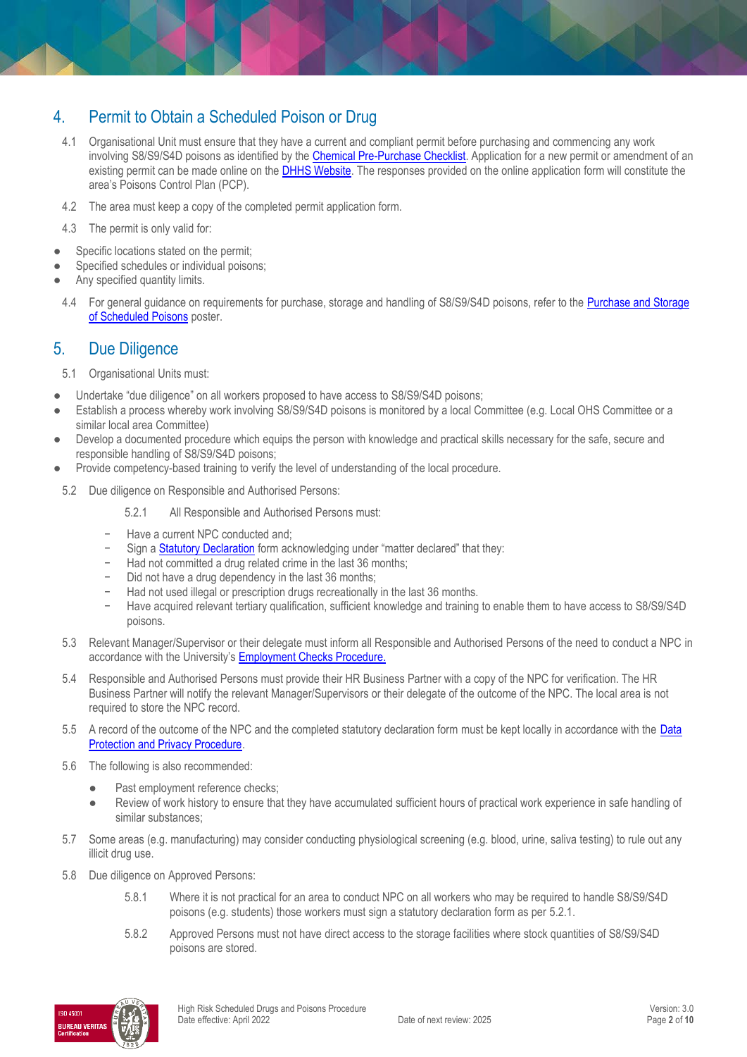## 4. Permit to Obtain a Scheduled Poison or Drug

4.1 Organisational Unit must ensure that they have a current and compliant permit before purchasing and commencing any work involving S8/S9/S4D poisons as identified by the Chemical Pre-Purchase Checklist. Application for a new permit or amendment of an existing permit can be made online on the DHHS Website. The responses provided on the online application form will constitute the area's Poisons Control Plan (PCP).

4.2 The area must keep a copy of the completed permit application form.

4.3 The permit is only valid for:

- Specific locations stated on the permit;
- Specified schedules or individual poisons;
- Any specified quantity limits.

4.4 For general guidance on requirements for purchase, storage and handling of S8/S9/S4D poisons, refer to the Purchase and Storage of Scheduled Poisons poster.

## 5. Due Diligence

5.1 Organisational Units must:

- Undertake "due diligence" on all workers proposed to have access to S8/S9/S4D poisons;
- Establish a process whereby work involving S8/S9/S4D poisons is monitored by a local Committee (e.g. Local OHS Committee or a similar local area Committee)
- Develop a documented procedure which equips the person with knowledge and practical skills necessary for the safe, secure and responsible handling of S8/S9/S4D poisons;
- Provide competency-based training to verify the level of understanding of the local procedure.

5.2 Due diligence on Responsible and Authorised Persons:

5.2.1 All Responsible and Authorised Persons must:

- Have a current NPC conducted and;
- Sign a Statutory Declaration form acknowledging under "matter declared" that they:
- Had not committed a drug related crime in the last 36 months;
- Did not have a drug dependency in the last 36 months;
- Had not used illegal or prescription drugs recreationally in the last 36 months.
- Have acquired relevant tertiary qualification, sufficient knowledge and training to enable them to have access to S8/S9/S4D poisons.

5.3 Relevant Manager/Supervisor or their delegate must inform all Responsible and Authorised Persons of the need to conduct a NPC in accordance with the University's Employment Checks Procedure.

5.4 Responsible and Authorised Persons must provide their HR Business Partner with a copy of the NPC for verification. The HR Business Partner will notify the relevant Manager/Supervisors or their delegate of the outcome of the NPC. The local area is not required to store the NPC record.

5.5 A record of the outcome of the NPC and the completed statutory declaration form must be kept locally in accordance with the Data Protection and Privacy Procedure.

5.6 The following is also recommended:

- Past employment reference checks;
- Review of work history to ensure that they have accumulated sufficient hours of practical work experience in safe handling of similar substances;

5.7 Some areas (e.g. manufacturing) may consider conducting physiological screening (e.g. blood, urine, saliva testing) to rule out any illicit drug use.

5.8 Due diligence on Approved Persons:

5.8.1 Where it is not practical for an area to conduct NPC on all workers who may be required to handle S8/S9/S4D poisons (e.g. students) those workers must sign a statutory declaration form as per 5.2.1.

5.8.2 Approved Persons must not have direct access to the storage facilities where stock quantities of S8/S9/S4D poisons are stored.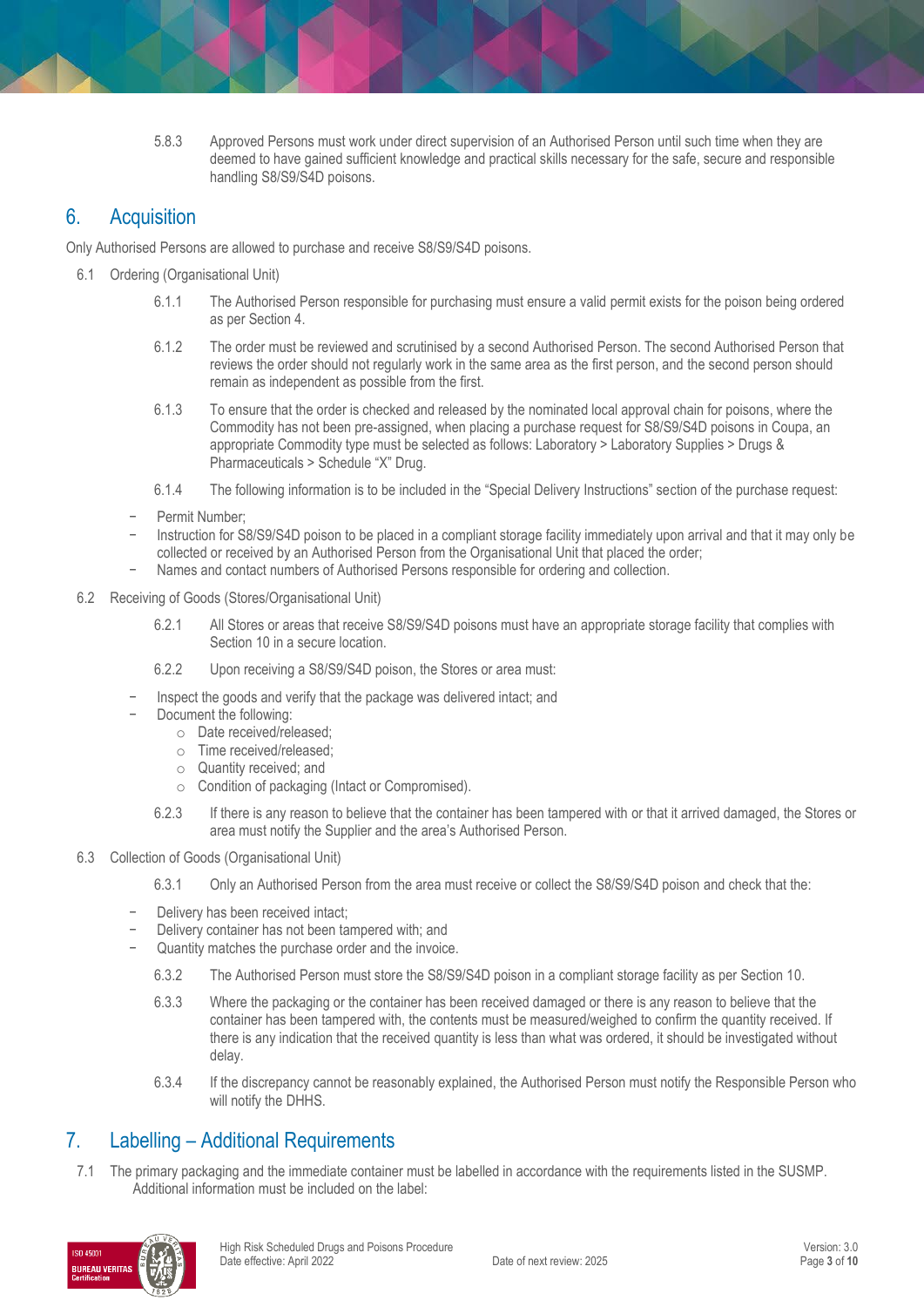5.8.3 Approved Persons must work under direct supervision of an Authorised Person until such time when they are deemed to have gained sufficient knowledge and practical skills necessary for the safe, secure and responsible handling S8/S9/S4D poisons.

## 6. Acquisition

Only Authorised Persons are allowed to purchase and receive S8/S9/S4D poisons.

6.1 Ordering (Organisational Unit)

6.1.1 The Authorised Person responsible for purchasing must ensure a valid permit exists for the poison being ordered as per Section 4.

6.1.2 The order must be reviewed and scrutinised by a second Authorised Person. The second Authorised Person that reviews the order should not regularly work in the same area as the first person, and the second person should remain as independent as possible from the first.

6.1.3 To ensure that the order is checked and released by the nominated local approval chain for poisons, where the Commodity has not been pre-assigned, when placing a purchase request for S8/S9/S4D poisons in Coupa, an appropriate Commodity type must be selected as follows: Laboratory > Laboratory Supplies > Drugs & Pharmaceuticals > Schedule “X” Drug.

6.1.4 The following information is to be included in the “Special Delivery Instructions” section of the purchase request:

- Permit Number;
- Instruction for S8/S9/S4D poison to be placed in a compliant storage facility immediately upon arrival and that it may only be collected or received by an Authorised Person from the Organisational Unit that placed the order;
- Names and contact numbers of Authorised Persons responsible for ordering and collection.

6.2 Receiving of Goods (Stores/Organisational Unit)

6.2.1 All Stores or areas that receive S8/S9/S4D poisons must have an appropriate storage facility that complies with Section 10 in a secure location.

6.2.2 Upon receiving a S8/S9/S4D poison, the Stores or area must:

- Inspect the goods and verify that the package was delivered intact; and
- Document the following:
  - Date received/released;
  - Time received/released;
  - Quantity received; and
  - Condition of packaging (Intact or Compromised).

6.2.3 If there is any reason to believe that the container has been tampered with or that it arrived damaged, the Stores or area must notify the Supplier and the area’s Authorised Person.

6.3 Collection of Goods (Organisational Unit)

6.3.1 Only an Authorised Person from the area must receive or collect the S8/S9/S4D poison and check that the:

- Delivery has been received intact;
- Delivery container has not been tampered with; and
- Quantity matches the purchase order and the invoice.

6.3.2 The Authorised Person must store the S8/S9/S4D poison in a compliant storage facility as per Section 10.

6.3.3 Where the packaging or the container has been received damaged or there is any reason to believe that the container has been tampered with, the contents must be measured/weighed to confirm the quantity received. If there is any indication that the received quantity is less than what was ordered, it should be investigated without delay.

6.3.4 If the discrepancy cannot be reasonably explained, the Authorised Person must notify the Responsible Person who will notify the DHHS.

## 7. Labelling – Additional Requirements

7.1 The primary packaging and the immediate container must be labelled in accordance with the requirements listed in the SUSMP. Additional information must be included on the label: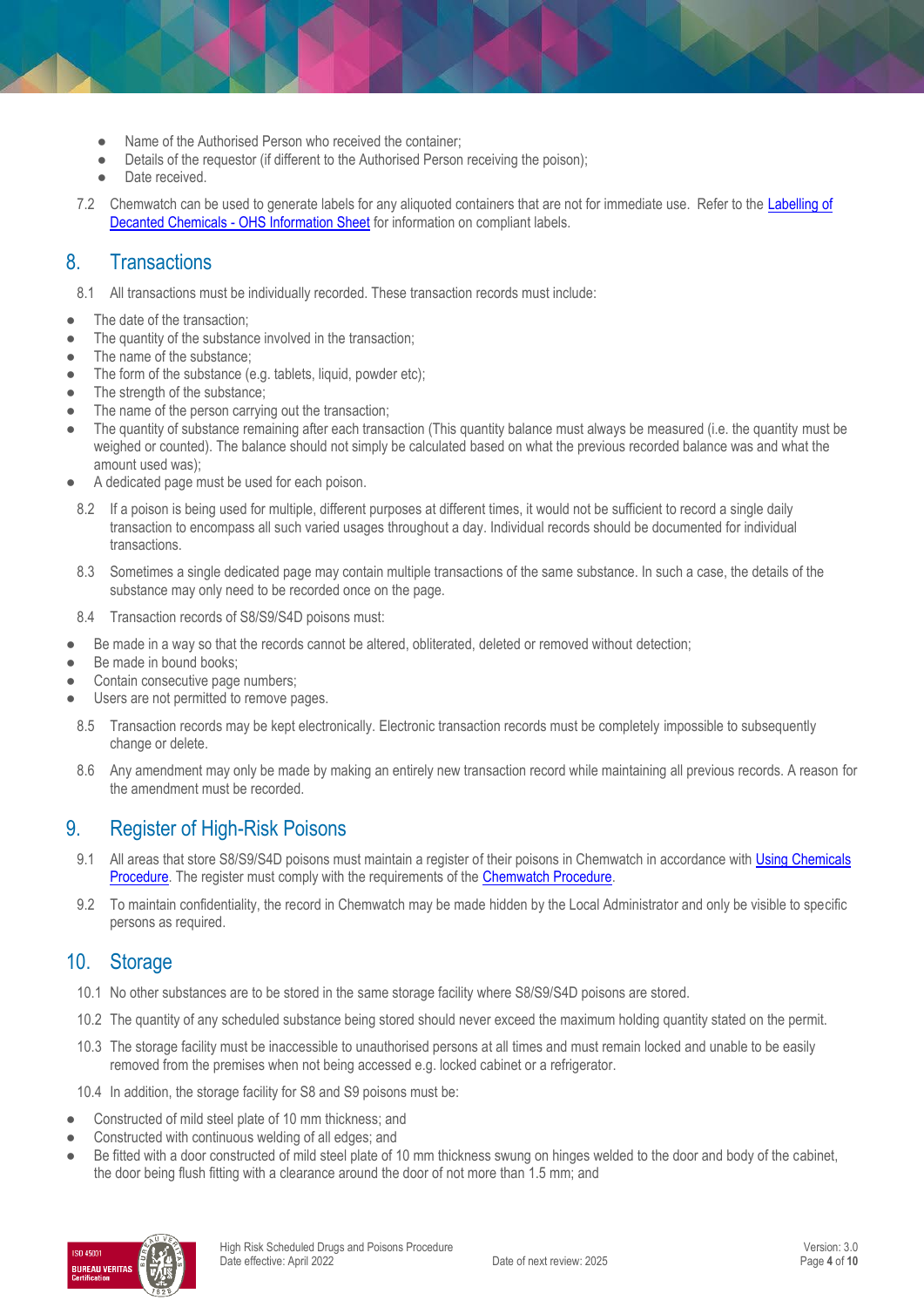- Name of the Authorised Person who received the container;
- Details of the requestor (if different to the Authorised Person receiving the poison);
- Date received.

7.2 Chemwatch can be used to generate labels for any aliquoted containers that are not for immediate use. Refer to the [Labelling of Decanted Chemicals - OHS Information Sheet] for information on compliant labels.

## 8. Transactions

8.1 All transactions must be individually recorded. These transaction records must include:

- The date of the transaction;
- The quantity of the substance involved in the transaction;
- The name of the substance;
- The form of the substance (e.g. tablets, liquid, powder etc);
- The strength of the substance;
- The name of the person carrying out the transaction;
- The quantity of substance remaining after each transaction (This quantity balance must always be measured (i.e. the quantity must be weighed or counted). The balance should not simply be calculated based on what the previous recorded balance was and what the amount used was);
- A dedicated page must be used for each poison.

8.2 If a poison is being used for multiple, different purposes at different times, it would not be sufficient to record a single daily transaction to encompass all such varied usages throughout a day. Individual records should be documented for individual transactions.

8.3 Sometimes a single dedicated page may contain multiple transactions of the same substance. In such a case, the details of the substance may only need to be recorded once on the page.

8.4 Transaction records of S8/S9/S4D poisons must:

- Be made in a way so that the records cannot be altered, obliterated, deleted or removed without detection;
- Be made in bound books;
- Contain consecutive page numbers;
- Users are not permitted to remove pages.

8.5 Transaction records may be kept electronically. Electronic transaction records must be completely impossible to subsequently change or delete.

8.6 Any amendment may only be made by making an entirely new transaction record while maintaining all previous records. A reason for the amendment must be recorded.

## 9. Register of High-Risk Poisons

9.1 All areas that store S8/S9/S4D poisons must maintain a register of their poisons in Chemwatch in accordance with [Using Chemicals Procedure]. The register must comply with the requirements of the [Chemwatch Procedure].

9.2 To maintain confidentiality, the record in Chemwatch may be made hidden by the Local Administrator and only be visible to specific persons as required.

## 10. Storage

10.1 No other substances are to be stored in the same storage facility where S8/S9/S4D poisons are stored.

10.2 The quantity of any scheduled substance being stored should never exceed the maximum holding quantity stated on the permit.

10.3 The storage facility must be inaccessible to unauthorised persons at all times and must remain locked and unable to be easily removed from the premises when not being accessed e.g. locked cabinet or a refrigerator.

10.4 In addition, the storage facility for S8 and S9 poisons must be:

- Constructed of mild steel plate of 10 mm thickness; and
- Constructed with continuous welding of all edges; and
- Be fitted with a door constructed of mild steel plate of 10 mm thickness swung on hinges welded to the door and body of the cabinet, the door being flush fitting with a clearance around the door of not more than 1.5 mm; and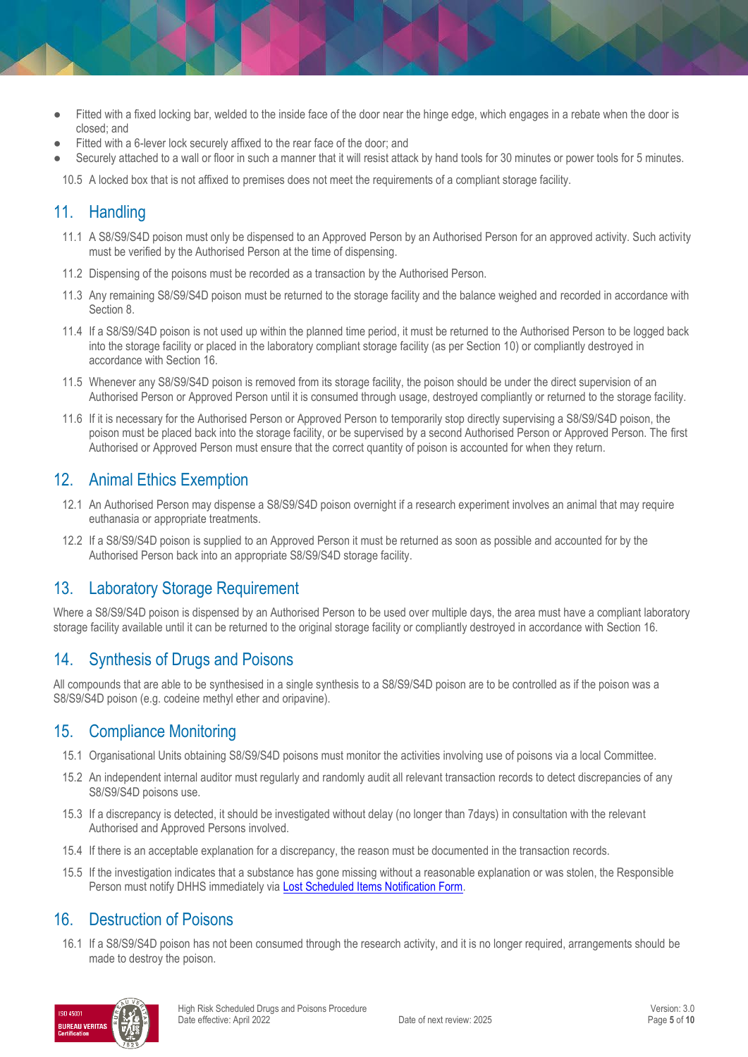- Fitted with a fixed locking bar, welded to the inside face of the door near the hinge edge, which engages in a rebate when the door is closed; and
- Fitted with a 6-lever lock securely affixed to the rear face of the door; and
- Securely attached to a wall or floor in such a manner that it will resist attack by hand tools for 30 minutes or power tools for 5 minutes.

10.5 A locked box that is not affixed to premises does not meet the requirements of a compliant storage facility.

## 11. Handling

11.1 A S8/S9/S4D poison must only be dispensed to an Approved Person by an Authorised Person for an approved activity. Such activity must be verified by the Authorised Person at the time of dispensing.

11.2 Dispensing of the poisons must be recorded as a transaction by the Authorised Person.

11.3 Any remaining S8/S9/S4D poison must be returned to the storage facility and the balance weighed and recorded in accordance with Section 8.

11.4 If a S8/S9/S4D poison is not used up within the planned time period, it must be returned to the Authorised Person to be logged back into the storage facility or placed in the laboratory compliant storage facility (as per Section 10) or compliantly destroyed in accordance with Section 16.

11.5 Whenever any S8/S9/S4D poison is removed from its storage facility, the poison should be under the direct supervision of an Authorised Person or Approved Person until it is consumed through usage, destroyed compliantly or returned to the storage facility.

11.6 If it is necessary for the Authorised Person or Approved Person to temporarily stop directly supervising a S8/S9/S4D poison, the poison must be placed back into the storage facility, or be supervised by a second Authorised Person or Approved Person. The first Authorised or Approved Person must ensure that the correct quantity of poison is accounted for when they return.

## 12. Animal Ethics Exemption

12.1 An Authorised Person may dispense a S8/S9/S4D poison overnight if a research experiment involves an animal that may require euthanasia or appropriate treatments.

12.2 If a S8/S9/S4D poison is supplied to an Approved Person it must be returned as soon as possible and accounted for by the Authorised Person back into an appropriate S8/S9/S4D storage facility.

## 13. Laboratory Storage Requirement

Where a S8/S9/S4D poison is dispensed by an Authorised Person to be used over multiple days, the area must have a compliant laboratory storage facility available until it can be returned to the original storage facility or compliantly destroyed in accordance with Section 16.

## 14. Synthesis of Drugs and Poisons

All compounds that are able to be synthesised in a single synthesis to a S8/S9/S4D poison are to be controlled as if the poison was a S8/S9/S4D poison (e.g. codeine methyl ether and oripavine).

## 15. Compliance Monitoring

15.1 Organisational Units obtaining S8/S9/S4D poisons must monitor the activities involving use of poisons via a local Committee.

15.2 An independent internal auditor must regularly and randomly audit all relevant transaction records to detect discrepancies of any S8/S9/S4D poisons use.

15.3 If a discrepancy is detected, it should be investigated without delay (no longer than 7days) in consultation with the relevant Authorised and Approved Persons involved.

15.4 If there is an acceptable explanation for a discrepancy, the reason must be documented in the transaction records.

15.5 If the investigation indicates that a substance has gone missing without a reasonable explanation or was stolen, the Responsible Person must notify DHHS immediately via [Lost Scheduled Items Notification Form](#).

## 16. Destruction of Poisons

16.1 If a S8/S9/S4D poison has not been consumed through the research activity, and it is no longer required, arrangements should be made to destroy the poison.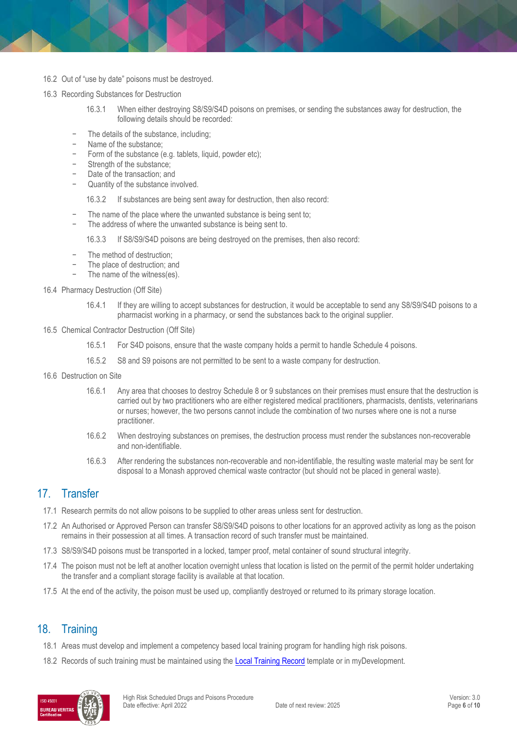16.2 Out of "use by date" poisons must be destroyed.

16.3 Recording Substances for Destruction

16.3.1 When either destroying S8/S9/S4D poisons on premises, or sending the substances away for destruction, the following details should be recorded:

- The details of the substance, including;
- Name of the substance;
- Form of the substance (e.g. tablets, liquid, powder etc);
- Strength of the substance;
- Date of the transaction; and
- Quantity of the substance involved.

16.3.2 If substances are being sent away for destruction, then also record:

- The name of the place where the unwanted substance is being sent to;
- The address of where the unwanted substance is being sent to.

16.3.3 If S8/S9/S4D poisons are being destroyed on the premises, then also record:

- The method of destruction;
- The place of destruction; and
- The name of the witness(es).

16.4 Pharmacy Destruction (Off Site)

16.4.1 If they are willing to accept substances for destruction, it would be acceptable to send any S8/S9/S4D poisons to a pharmacist working in a pharmacy, or send the substances back to the original supplier.

16.5 Chemical Contractor Destruction (Off Site)

16.5.1 For S4D poisons, ensure that the waste company holds a permit to handle Schedule 4 poisons.

16.5.2 S8 and S9 poisons are not permitted to be sent to a waste company for destruction.

16.6 Destruction on Site

16.6.1 Any area that chooses to destroy Schedule 8 or 9 substances on their premises must ensure that the destruction is carried out by two practitioners who are either registered medical practitioners, pharmacists, dentists, veterinarians or nurses; however, the two persons cannot include the combination of two nurses where one is not a nurse practitioner.

16.6.2 When destroying substances on premises, the destruction process must render the substances non-recoverable and non-identifiable.

16.6.3 After rendering the substances non-recoverable and non-identifiable, the resulting waste material may be sent for disposal to a Monash approved chemical waste contractor (but should not be placed in general waste).

## 17. Transfer

17.1 Research permits do not allow poisons to be supplied to other areas unless sent for destruction.

17.2 An Authorised or Approved Person can transfer S8/S9/S4D poisons to other locations for an approved activity as long as the poison remains in their possession at all times. A transaction record of such transfer must be maintained.

17.3 S8/S9/S4D poisons must be transported in a locked, tamper proof, metal container of sound structural integrity.

17.4 The poison must not be left at another location overnight unless that location is listed on the permit of the permit holder undertaking the transfer and a compliant storage facility is available at that location.

17.5 At the end of the activity, the poison must be used up, compliantly destroyed or returned to its primary storage location.

## 18. Training

18.1 Areas must develop and implement a competency based local training program for handling high risk poisons.

18.2 Records of such training must be maintained using the Local Training Record template or in myDevelopment.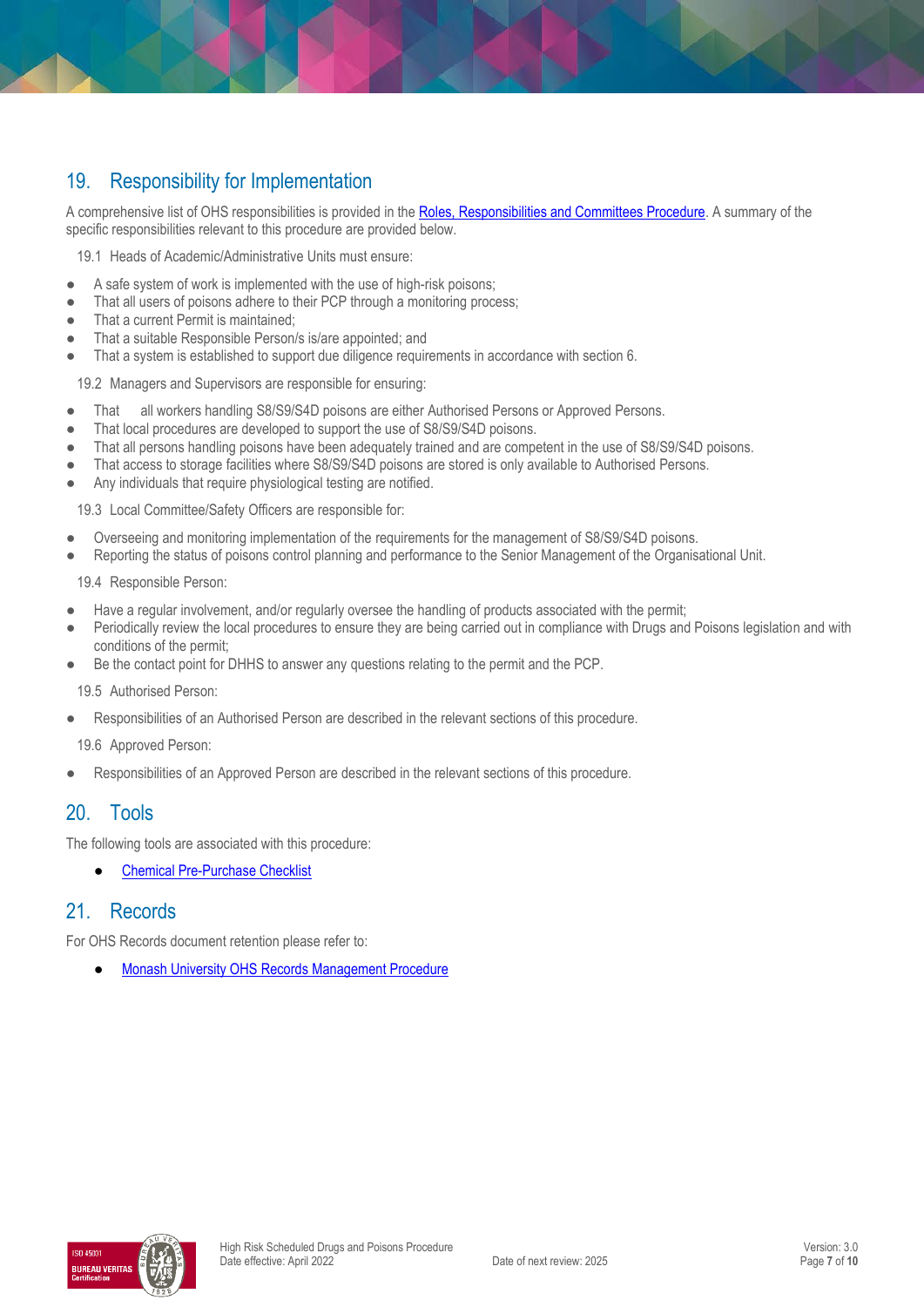## 19. Responsibility for Implementation

A comprehensive list of OHS responsibilities is provided in the [Roles, Responsibilities and Committees Procedure](). A summary of the specific responsibilities relevant to this procedure are provided below.

### 19.1 Heads of Academic/Administrative Units must ensure:

- A safe system of work is implemented with the use of high-risk poisons;
- That all users of poisons adhere to their PCP through a monitoring process;
- That a current Permit is maintained;
- That a suitable Responsible Person/s is/are appointed; and
- That a system is established to support due diligence requirements in accordance with section 6.

### 19.2 Managers and Supervisors are responsible for ensuring:

- That all workers handling S8/S9/S4D poisons are either Authorised Persons or Approved Persons.
- That local procedures are developed to support the use of S8/S9/S4D poisons.
- That all persons handling poisons have been adequately trained and are competent in the use of S8/S9/S4D poisons.
- That access to storage facilities where S8/S9/S4D poisons are stored is only available to Authorised Persons.
- Any individuals that require physiological testing are notified.

### 19.3 Local Committee/Safety Officers are responsible for:

- Overseeing and monitoring implementation of the requirements for the management of S8/S9/S4D poisons.
- Reporting the status of poisons control planning and performance to the Senior Management of the Organisational Unit.

### 19.4 Responsible Person:

- Have a regular involvement, and/or regularly oversee the handling of products associated with the permit;
- Periodically review the local procedures to ensure they are being carried out in compliance with Drugs and Poisons legislation and with conditions of the permit;
- Be the contact point for DHHS to answer any questions relating to the permit and the PCP.

### 19.5 Authorised Person:

- Responsibilities of an Authorised Person are described in the relevant sections of this procedure.

### 19.6 Approved Person:

- Responsibilities of an Approved Person are described in the relevant sections of this procedure.

## 20. Tools

The following tools are associated with this procedure:

- [Chemical Pre-Purchase Checklist]()

## 21. Records

For OHS Records document retention please refer to:

- [Monash University OHS Records Management Procedure]()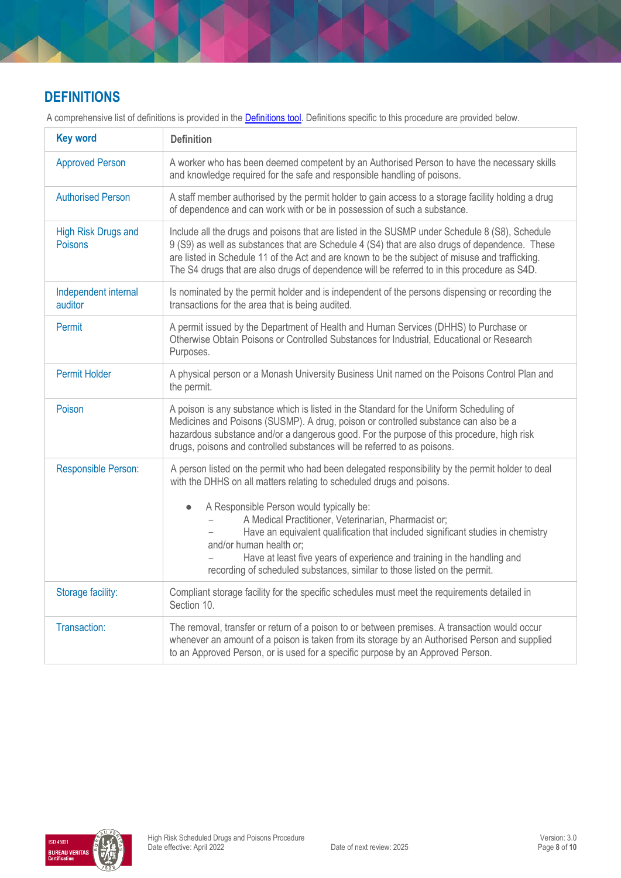## DEFINITIONS

A comprehensive list of definitions is provided in the [Definitions tool](). Definitions specific to this procedure are provided below.

| Key word | Definition |
|---|---|
| Approved Person | A worker who has been deemed competent by an Authorised Person to have the necessary skills and knowledge required for the safe and responsible handling of poisons. |
| Authorised Person | A staff member authorised by the permit holder to gain access to a storage facility holding a drug of dependence and can work with or be in possession of such a substance. |
| High Risk Drugs and Poisons | Include all the drugs and poisons that are listed in the SUSMP under Schedule 8 (S8), Schedule 9 (S9) as well as substances that are Schedule 4 (S4) that are also drugs of dependence. These are listed in Schedule 11 of the Act and are known to be the subject of misuse and trafficking. The S4 drugs that are also drugs of dependence will be referred to in this procedure as S4D. |
| Independent internal auditor | Is nominated by the permit holder and is independent of the persons dispensing or recording the transactions for the area that is being audited. |
| Permit | A permit issued by the Department of Health and Human Services (DHHS) to Purchase or Otherwise Obtain Poisons or Controlled Substances for Industrial, Educational or Research Purposes. |
| Permit Holder | A physical person or a Monash University Business Unit named on the Poisons Control Plan and the permit. |
| Poison | A poison is any substance which is listed in the Standard for the Uniform Scheduling of Medicines and Poisons (SUSMP). A drug, poison or controlled substance can also be a hazardous substance and/or a dangerous good. For the purpose of this procedure, high risk drugs, poisons and controlled substances will be referred to as poisons. |
| Responsible Person: | A person listed on the permit who had been delegated responsibility by the permit holder to deal with the DHHS on all matters relating to scheduled drugs and poisons.<br><br>● A Responsible Person would typically be:<br>– A Medical Practitioner, Veterinarian, Pharmacist or;<br>– Have an equivalent qualification that included significant studies in chemistry and/or human health or;<br>– Have at least five years of experience and training in the handling and recording of scheduled substances, similar to those listed on the permit. |
| Storage facility: | Compliant storage facility for the specific schedules must meet the requirements detailed in Section 10. |
| Transaction: | The removal, transfer or return of a poison to or between premises. A transaction would occur whenever an amount of a poison is taken from its storage by an Authorised Person and supplied to an Approved Person, or is used for a specific purpose by an Approved Person. |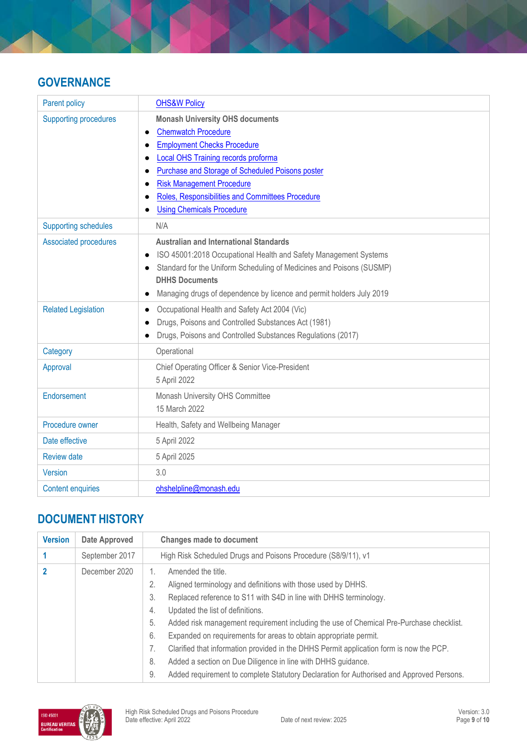## GOVERNANCE

| | |
|---|---|
| Parent policy | OHS&W Policy |
| Supporting procedures | **Monash University OHS documents**<br>• Chemwatch Procedure<br>• Employment Checks Procedure<br>• Local OHS Training records proforma<br>• Purchase and Storage of Scheduled Poisons poster<br>• Risk Management Procedure<br>• Roles, Responsibilities and Committees Procedure<br>• Using Chemicals Procedure |
| Supporting schedules | N/A |
| Associated procedures | **Australian and International Standards**<br>• ISO 45001:2018 Occupational Health and Safety Management Systems<br>• Standard for the Uniform Scheduling of Medicines and Poisons (SUSMP)<br>**DHHS Documents**<br>• Managing drugs of dependence by licence and permit holders July 2019 |
| Related Legislation | • Occupational Health and Safety Act 2004 (Vic)<br>• Drugs, Poisons and Controlled Substances Act (1981)<br>• Drugs, Poisons and Controlled Substances Regulations (2017) |
| Category | Operational |
| Approval | Chief Operating Officer & Senior Vice-President<br>5 April 2022 |
| Endorsement | Monash University OHS Committee<br>15 March 2022 |
| Procedure owner | Health, Safety and Wellbeing Manager |
| Date effective | 5 April 2022 |
| Review date | 5 April 2025 |
| Version | 3.0 |
| Content enquiries | ohshelpline@monash.edu |

## DOCUMENT HISTORY

| Version | Date Approved | Changes made to document |
|---|---|---|
| 1 | September 2017 | High Risk Scheduled Drugs and Poisons Procedure (S8/9/11), v1 |
| 2 | December 2020 | 1. Amended the title.<br>2. Aligned terminology and definitions with those used by DHHS.<br>3. Replaced reference to S11 with S4D in line with DHHS terminology.<br>4. Updated the list of definitions.<br>5. Added risk management requirement including the use of Chemical Pre-Purchase checklist.<br>6. Expanded on requirements for areas to obtain appropriate permit.<br>7. Clarified that information provided in the DHHS Permit application form is now the PCP.<br>8. Added a section on Due Diligence in line with DHHS guidance.<br>9. Added requirement to complete Statutory Declaration for Authorised and Approved Persons. |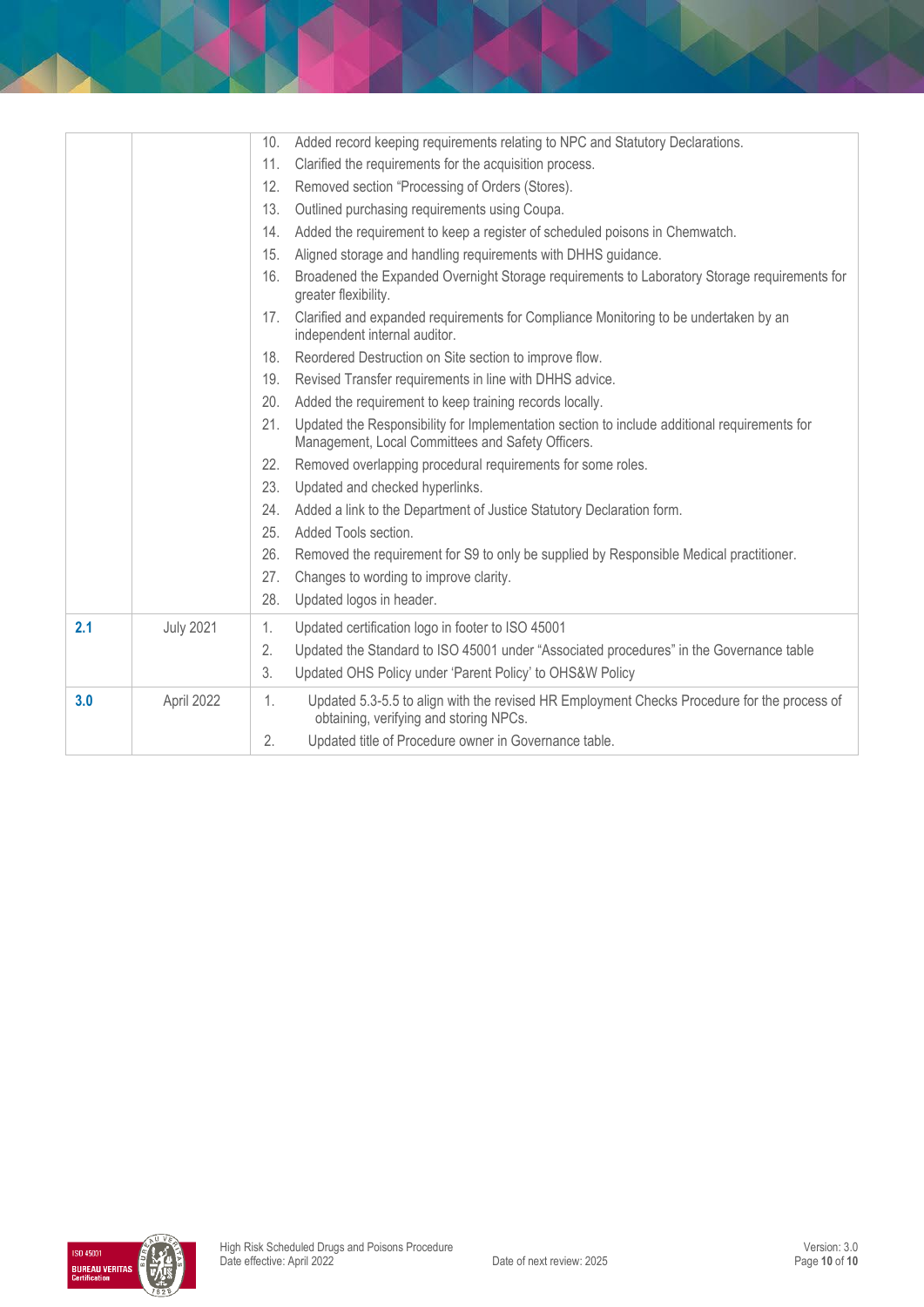| | | |
|---|---|---|
| | | 10. Added record keeping requirements relating to NPC and Statutory Declarations.<br>11. Clarified the requirements for the acquisition process.<br>12. Removed section "Processing of Orders (Stores).<br>13. Outlined purchasing requirements using Coupa.<br>14. Added the requirement to keep a register of scheduled poisons in Chemwatch.<br>15. Aligned storage and handling requirements with DHHS guidance.<br>16. Broadened the Expanded Overnight Storage requirements to Laboratory Storage requirements for greater flexibility.<br>17. Clarified and expanded requirements for Compliance Monitoring to be undertaken by an independent internal auditor.<br>18. Reordered Destruction on Site section to improve flow.<br>19. Revised Transfer requirements in line with DHHS advice.<br>20. Added the requirement to keep training records locally.<br>21. Updated the Responsibility for Implementation section to include additional requirements for Management, Local Committees and Safety Officers.<br>22. Removed overlapping procedural requirements for some roles.<br>23. Updated and checked hyperlinks.<br>24. Added a link to the Department of Justice Statutory Declaration form.<br>25. Added Tools section.<br>26. Removed the requirement for S9 to only be supplied by Responsible Medical practitioner.<br>27. Changes to wording to improve clarity.<br>28. Updated logos in header. |
| **2.1** | July 2021 | 1. Updated certification logo in footer to ISO 45001<br>2. Updated the Standard to ISO 45001 under "Associated procedures" in the Governance table<br>3. Updated OHS Policy under 'Parent Policy' to OHS&W Policy |
| **3.0** | April 2022 | 1. Updated 5.3-5.5 to align with the revised HR Employment Checks Procedure for the process of obtaining, verifying and storing NPCs.<br>2. Updated title of Procedure owner in Governance table. |